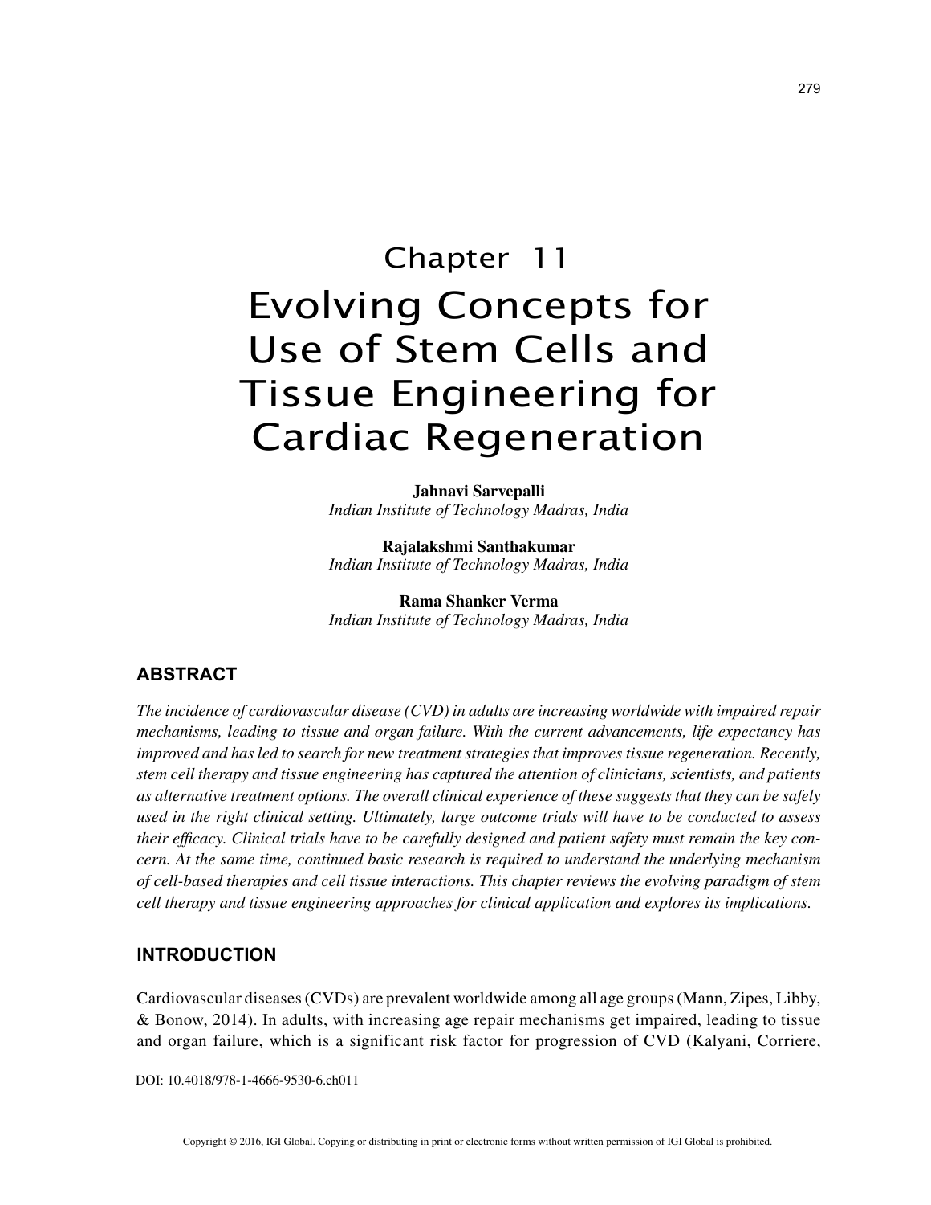# Chapter 11
# Evolving Concepts for Use of Stem Cells and Tissue Engineering for Cardiac Regeneration

**Jahnavi Sarvepalli**
*Indian Institute of Technology Madras, India*

**Rajalakshmi Santhakumar**
*Indian Institute of Technology Madras, India*

**Rama Shanker Verma**
*Indian Institute of Technology Madras, India*

## ABSTRACT

*The incidence of cardiovascular disease (CVD) in adults are increasing worldwide with impaired repair mechanisms, leading to tissue and organ failure. With the current advancements, life expectancy has improved and has led to search for new treatment strategies that improves tissue regeneration. Recently, stem cell therapy and tissue engineering has captured the attention of clinicians, scientists, and patients as alternative treatment options. The overall clinical experience of these suggests that they can be safely used in the right clinical setting. Ultimately, large outcome trials will have to be conducted to assess their efficacy. Clinical trials have to be carefully designed and patient safety must remain the key concern. At the same time, continued basic research is required to understand the underlying mechanism of cell-based therapies and cell tissue interactions. This chapter reviews the evolving paradigm of stem cell therapy and tissue engineering approaches for clinical application and explores its implications.*

## INTRODUCTION

Cardiovascular diseases (CVDs) are prevalent worldwide among all age groups (Mann, Zipes, Libby, & Bonow, 2014). In adults, with increasing age repair mechanisms get impaired, leading to tissue and organ failure, which is a significant risk factor for progression of CVD (Kalyani, Corriere,

DOI: 10.4018/978-1-4666-9530-6.ch011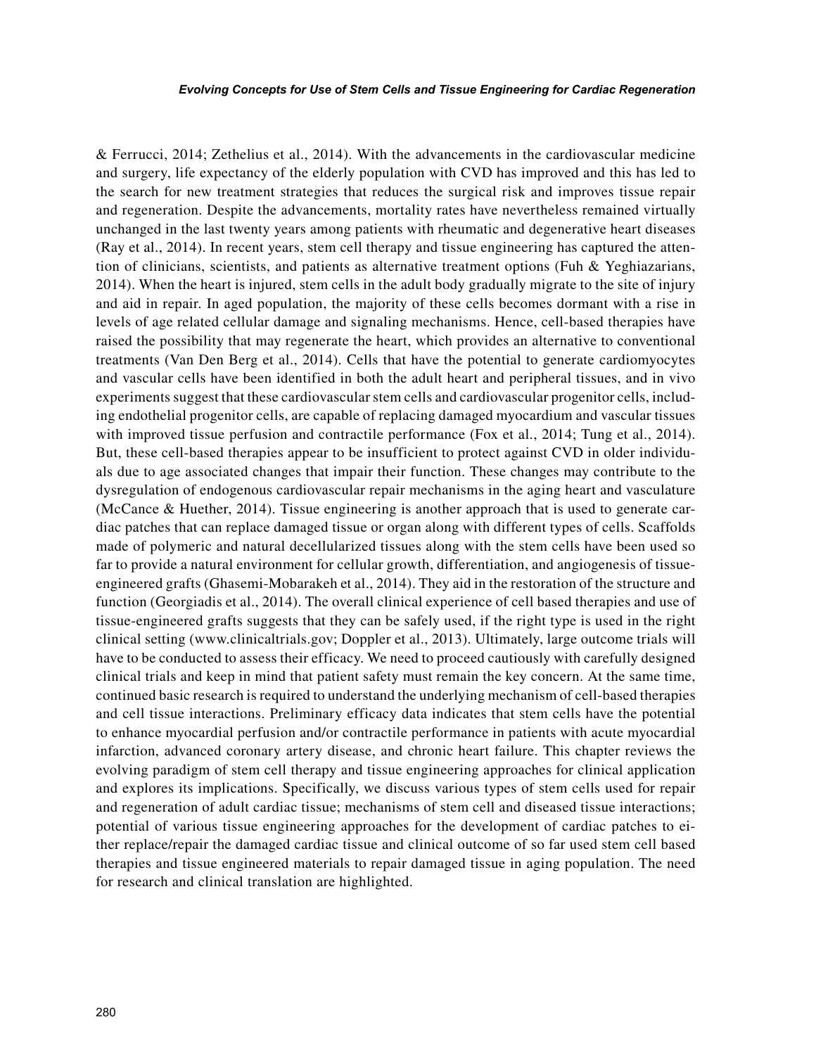& Ferrucci, 2014; Zethelius et al., 2014). With the advancements in the cardiovascular medicine and surgery, life expectancy of the elderly population with CVD has improved and this has led to the search for new treatment strategies that reduces the surgical risk and improves tissue repair and regeneration. Despite the advancements, mortality rates have nevertheless remained virtually unchanged in the last twenty years among patients with rheumatic and degenerative heart diseases (Ray et al., 2014). In recent years, stem cell therapy and tissue engineering has captured the attention of clinicians, scientists, and patients as alternative treatment options (Fuh & Yeghiazarians, 2014). When the heart is injured, stem cells in the adult body gradually migrate to the site of injury and aid in repair. In aged population, the majority of these cells becomes dormant with a rise in levels of age related cellular damage and signaling mechanisms. Hence, cell-based therapies have raised the possibility that may regenerate the heart, which provides an alternative to conventional treatments (Van Den Berg et al., 2014). Cells that have the potential to generate cardiomyocytes and vascular cells have been identified in both the adult heart and peripheral tissues, and in vivo experiments suggest that these cardiovascular stem cells and cardiovascular progenitor cells, including endothelial progenitor cells, are capable of replacing damaged myocardium and vascular tissues with improved tissue perfusion and contractile performance (Fox et al., 2014; Tung et al., 2014). But, these cell-based therapies appear to be insufficient to protect against CVD in older individuals due to age associated changes that impair their function. These changes may contribute to the dysregulation of endogenous cardiovascular repair mechanisms in the aging heart and vasculature (McCance & Huether, 2014). Tissue engineering is another approach that is used to generate cardiac patches that can replace damaged tissue or organ along with different types of cells. Scaffolds made of polymeric and natural decellularized tissues along with the stem cells have been used so far to provide a natural environment for cellular growth, differentiation, and angiogenesis of tissue-engineered grafts (Ghasemi-Mobarakeh et al., 2014). They aid in the restoration of the structure and function (Georgiadis et al., 2014). The overall clinical experience of cell based therapies and use of tissue-engineered grafts suggests that they can be safely used, if the right type is used in the right clinical setting (www.clinicaltrials.gov; Doppler et al., 2013). Ultimately, large outcome trials will have to be conducted to assess their efficacy. We need to proceed cautiously with carefully designed clinical trials and keep in mind that patient safety must remain the key concern. At the same time, continued basic research is required to understand the underlying mechanism of cell-based therapies and cell tissue interactions. Preliminary efficacy data indicates that stem cells have the potential to enhance myocardial perfusion and/or contractile performance in patients with acute myocardial infarction, advanced coronary artery disease, and chronic heart failure. This chapter reviews the evolving paradigm of stem cell therapy and tissue engineering approaches for clinical application and explores its implications. Specifically, we discuss various types of stem cells used for repair and regeneration of adult cardiac tissue; mechanisms of stem cell and diseased tissue interactions; potential of various tissue engineering approaches for the development of cardiac patches to either replace/repair the damaged cardiac tissue and clinical outcome of so far used stem cell based therapies and tissue engineered materials to repair damaged tissue in aging population. The need for research and clinical translation are highlighted.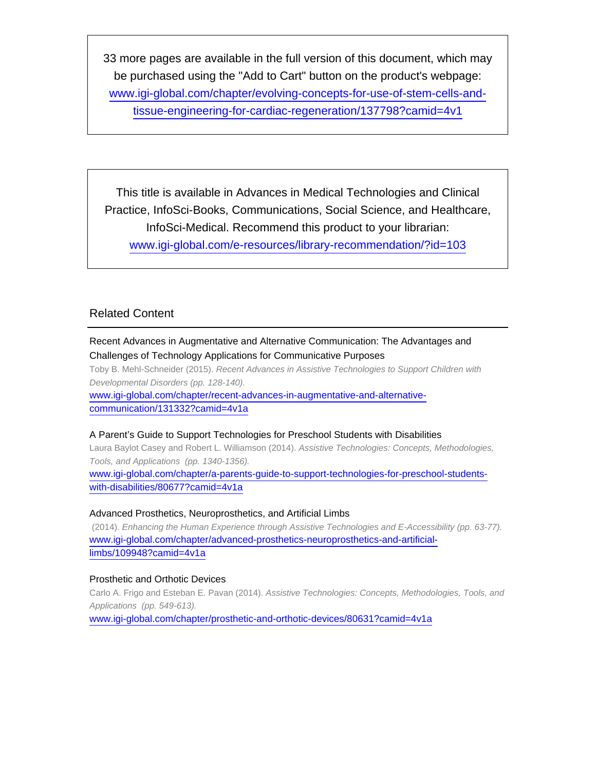33 more pages are available in the full version of this document, which may be purchased using the "Add to Cart" button on the product's webpage: www.igi-global.com/chapter/evolving-concepts-for-use-of-stem-cells-and-tissue-engineering-for-cardiac-regeneration/137798?camid=4v1

This title is available in Advances in Medical Technologies and Clinical Practice, InfoSci-Books, Communications, Social Science, and Healthcare, InfoSci-Medical. Recommend this product to your librarian: www.igi-global.com/e-resources/library-recommendation/?id=103

## Related Content

Recent Advances in Augmentative and Alternative Communication: The Advantages and Challenges of Technology Applications for Communicative Purposes
Toby B. Mehl-Schneider (2015). *Recent Advances in Assistive Technologies to Support Children with Developmental Disorders (pp. 128-140).*
www.igi-global.com/chapter/recent-advances-in-augmentative-and-alternative-communication/131332?camid=4v1a

A Parent's Guide to Support Technologies for Preschool Students with Disabilities
Laura Baylot Casey and Robert L. Williamson (2014). *Assistive Technologies: Concepts, Methodologies, Tools, and Applications (pp. 1340-1356).*
www.igi-global.com/chapter/a-parents-guide-to-support-technologies-for-preschool-students-with-disabilities/80677?camid=4v1a

Advanced Prosthetics, Neuroprosthetics, and Artificial Limbs
(2014). *Enhancing the Human Experience through Assistive Technologies and E-Accessibility (pp. 63-77).*
www.igi-global.com/chapter/advanced-prosthetics-neuroprosthetics-and-artificial-limbs/109948?camid=4v1a

Prosthetic and Orthotic Devices
Carlo A. Frigo and Esteban E. Pavan (2014). *Assistive Technologies: Concepts, Methodologies, Tools, and Applications (pp. 549-613).*
www.igi-global.com/chapter/prosthetic-and-orthotic-devices/80631?camid=4v1a